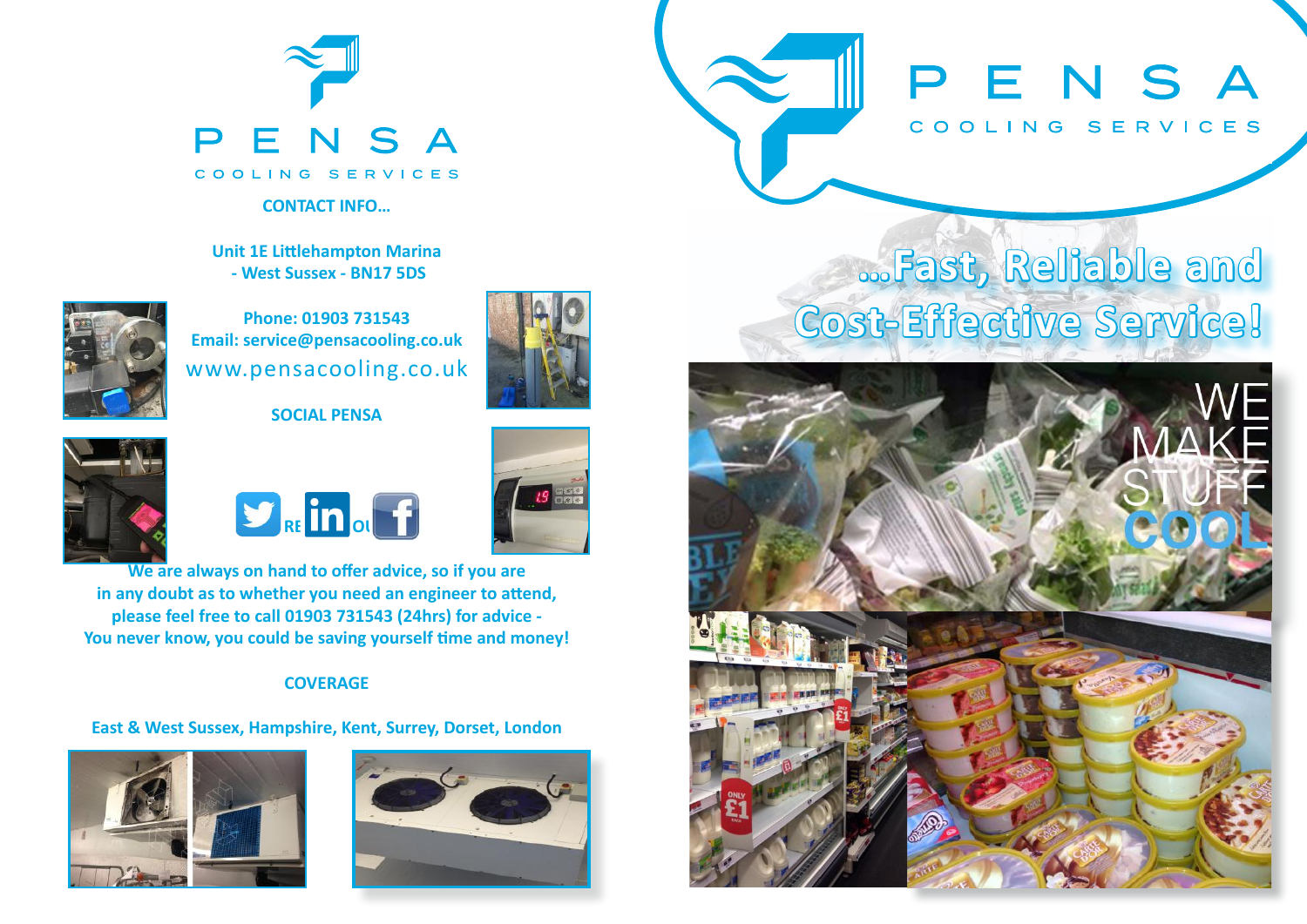# PENSA

COOLING SERVICES

**CONTACT INFO...**

**Unit 1E Littlehampton Marina - West Sussex - BN17 5DS**

**Phone: 01903 731543**
**Email: service@pensacooling.co.uk**
www.pensacooling.co.uk

**SOCIAL PENSA**

**We are always on hand to offer advice, so if you are in any doubt as to whether you need an engineer to attend, please feel free to call 01903 731543 (24hrs) for advice - You never know, you could be saving yourself time and money!**

**COVERAGE**

**East & West Sussex, Hampshire, Kent, Surrey, Dorset, London**

# PENSA

COOLING SERVICES

## ...Fast, Reliable and Cost-Effective Service!

WE MAKE STUFF COOL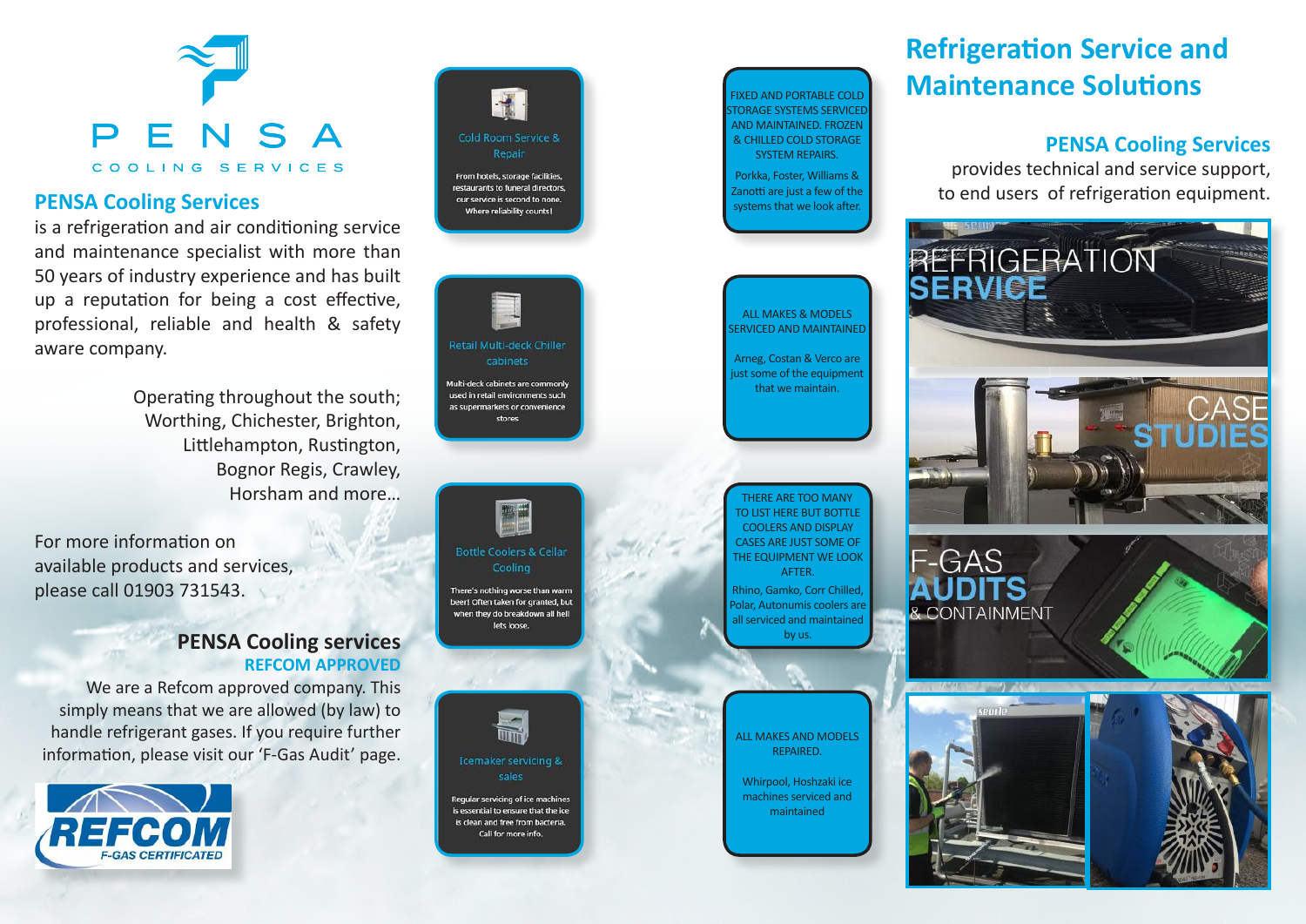PENSA

COOLING SERVICES

## PENSA Cooling Services

is a refrigeration and air conditioning service and maintenance specialist with more than 50 years of industry experience and has built up a reputation for being a cost effective, professional, reliable and health & safety aware company.

Operating throughout the south; Worthing, Chichester, Brighton, Littlehampton, Rustington, Bognor Regis, Crawley, Horsham and more...

For more information on available products and services, please call 01903 731543.

## PENSA Cooling services

**REFCOM APPROVED**

We are a Refcom approved company. This simply means that we are allowed (by law) to handle refrigerant gases. If you require further information, please visit our 'F-Gas Audit' page.

REFCOM F-GAS CERTIFICATED

### Cold Room Service & Repair

From hotels, storage facilities, restaurants to funeral directors, our service is second to none. Where reliability counts!

FIXED AND PORTABLE COLD STORAGE SYSTEMS SERVICED AND MAINTAINED. FROZEN & CHILLED COLD STORAGE SYSTEM REPAIRS.

Porkka, Foster, Williams & Zanotti are just a few of the systems that we look after.

### Retail Multi-deck Chiller cabinets

Multi-deck cabinets are commonly used in retail environments such as supermarkets or convenience stores

ALL MAKES & MODELS SERVICED AND MAINTAINED

Arneg, Costan & Verco are just some of the equipment that we maintain.

### Bottle Coolers & Cellar Cooling

There's nothing worse than warm beer! Often taken for granted, but when they do breakdown all hell lets loose.

THERE ARE TOO MANY TO LIST HERE BUT BOTTLE COOLERS AND DISPLAY CASES ARE JUST SOME OF THE EQUIPMENT WE LOOK AFTER.

Rhino, Gamko, Corr Chilled, Polar, Autonumis coolers are all serviced and maintained by us.

### Icemaker servicing & sales

Regular servicing of ice machines is essential to ensure that the ice is clean and free from bacteria. Call for more info.

ALL MAKES AND MODELS REPAIRED.

Whirpool, Hoshzaki ice machines serviced and maintained

# Refrigeration Service and Maintenance Solutions

**PENSA Cooling Services** provides technical and service support, to end users of refrigeration equipment.

REFRIGERATION SERVICE

CASE STUDIES

F-GAS AUDITS & CONTAINMENT